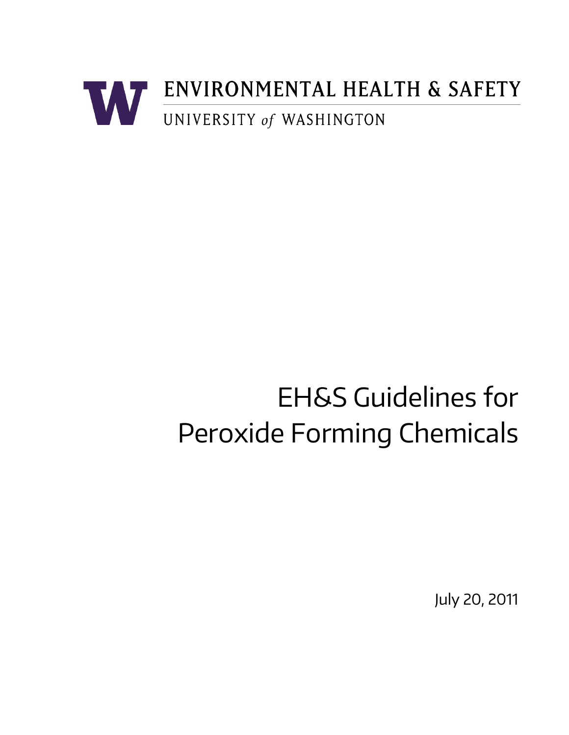ENVIRONMENTAL HEALTH & SAFETY

UNIVERSITY *of* WASHINGTON

# EH&S Guidelines for Peroxide Forming Chemicals

July 20, 2011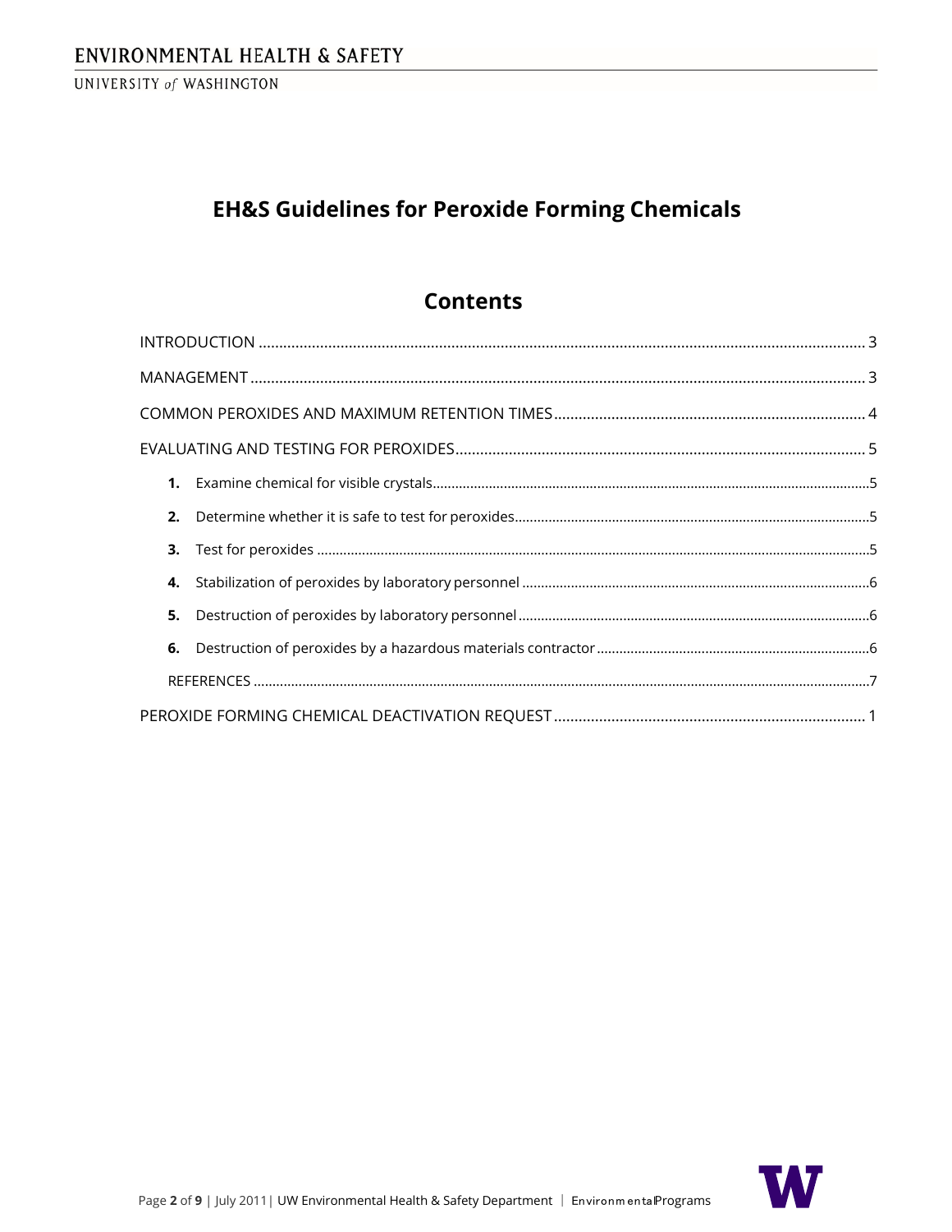# EH&S Guidelines for Peroxide Forming Chemicals

## Contents

INTRODUCTION ........................................................ 3

MANAGEMENT ........................................................ 3

COMMON PEROXIDES AND MAXIMUM RETENTION TIMES ........................................................ 4

EVALUATING AND TESTING FOR PEROXIDES ........................................................ 5

1. Examine chemical for visible crystals ........................................................ 5
2. Determine whether it is safe to test for peroxides ........................................................ 5
3. Test for peroxides ........................................................ 5
4. Stabilization of peroxides by laboratory personnel ........................................................ 6
5. Destruction of peroxides by laboratory personnel ........................................................ 6
6. Destruction of peroxides by a hazardous materials contractor ........................................................ 6

REFERENCES ........................................................ 7

PEROXIDE FORMING CHEMICAL DEACTIVATION REQUEST ........................................................ 1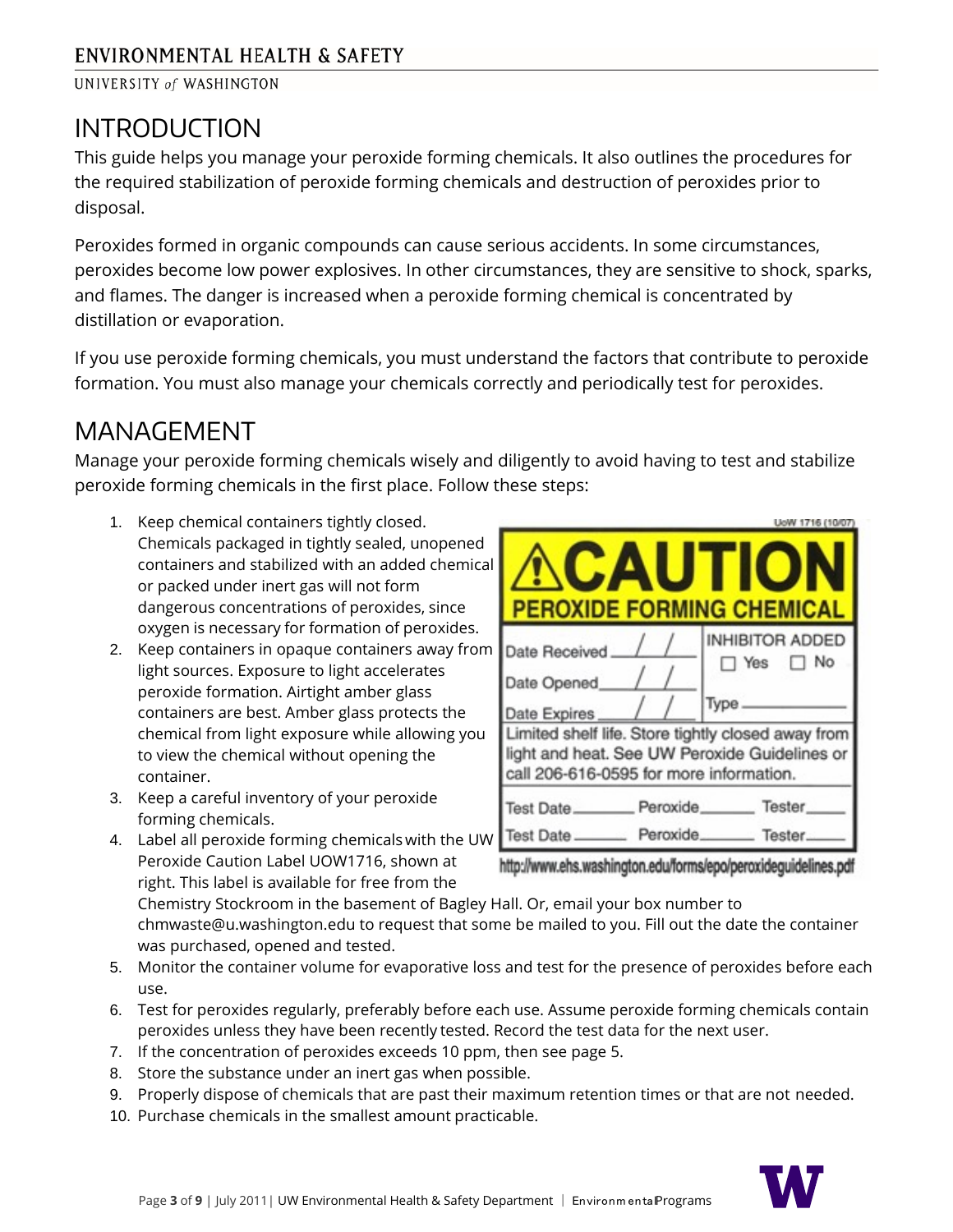# INTRODUCTION

This guide helps you manage your peroxide forming chemicals. It also outlines the procedures for the required stabilization of peroxide forming chemicals and destruction of peroxides prior to disposal.

Peroxides formed in organic compounds can cause serious accidents. In some circumstances, peroxides become low power explosives. In other circumstances, they are sensitive to shock, sparks, and flames. The danger is increased when a peroxide forming chemical is concentrated by distillation or evaporation.

If you use peroxide forming chemicals, you must understand the factors that contribute to peroxide formation. You must also manage your chemicals correctly and periodically test for peroxides.

# MANAGEMENT

Manage your peroxide forming chemicals wisely and diligently to avoid having to test and stabilize peroxide forming chemicals in the first place. Follow these steps:

1. Keep chemical containers tightly closed. Chemicals packaged in tightly sealed, unopened containers and stabilized with an added chemical or packed under inert gas will not form dangerous concentrations of peroxides, since oxygen is necessary for formation of peroxides.
2. Keep containers in opaque containers away from light sources. Exposure to light accelerates peroxide formation. Airtight amber glass containers are best. Amber glass protects the chemical from light exposure while allowing you to view the chemical without opening the container.
3. Keep a careful inventory of your peroxide forming chemicals.
4. Label all peroxide forming chemicals with the UW Peroxide Caution Label UOW1716, shown at right. This label is available for free from the Chemistry Stockroom in the basement of Bagley Hall. Or, email your box number to chmwaste@u.washington.edu to request that some be mailed to you. Fill out the date the container was purchased, opened and tested.
5. Monitor the container volume for evaporative loss and test for the presence of peroxides before each use.
6. Test for peroxides regularly, preferably before each use. Assume peroxide forming chemicals contain peroxides unless they have been recently tested. Record the test data for the next user.
7. If the concentration of peroxides exceeds 10 ppm, then see page 5.
8. Store the substance under an inert gas when possible.
9. Properly dispose of chemicals that are past their maximum retention times or that are not needed.
10. Purchase chemicals in the smallest amount practicable.

UoW 1716 (10/07)

**⚠CAUTION**
**PEROXIDE FORMING CHEMICAL**

| Date Received ___/___/___ | INHIBITOR ADDED |
|---|---|
| Date Opened ___/___/___ | ☐ Yes ☐ No |
| Date Expires ___/___/___ | Type ________ |

Limited shelf life. Store tightly closed away from light and heat. See UW Peroxide Guidelines or call 206-616-0595 for more information.

| Test Date ______ | Peroxide ______ | Tester ______ |
|---|---|---|
| Test Date ______ | Peroxide ______ | Tester ______ |

http://www.ehs.washington.edu/forms/epo/peroxideguidelines.pdf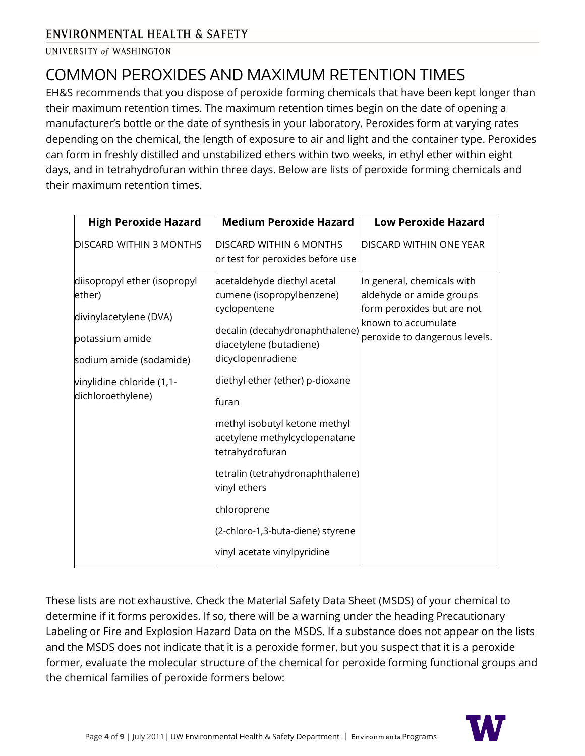# COMMON PEROXIDES AND MAXIMUM RETENTION TIMES

EH&S recommends that you dispose of peroxide forming chemicals that have been kept longer than their maximum retention times. The maximum retention times begin on the date of opening a manufacturer's bottle or the date of synthesis in your laboratory. Peroxides form at varying rates depending on the chemical, the length of exposure to air and light and the container type. Peroxides can form in freshly distilled and unstabilized ethers within two weeks, in ethyl ether within eight days, and in tetrahydrofuran within three days. Below are lists of peroxide forming chemicals and their maximum retention times.

| **High Peroxide Hazard** | **Medium Peroxide Hazard** | **Low Peroxide Hazard** |
|---|---|---|
| DISCARD WITHIN 3 MONTHS | DISCARD WITHIN 6 MONTHS or test for peroxides before use | DISCARD WITHIN ONE YEAR |
| diisopropyl ether (isopropyl ether)<br>divinylacetylene (DVA)<br>potassium amide<br>sodium amide (sodamide)<br>vinylidine chloride (1,1-dichloroethylene) | acetaldehyde diethyl acetal cumene (isopropylbenzene) cyclopentene<br>decalin (decahydronaphthalene) diacetylene (butadiene) dicyclopenradiene<br>diethyl ether (ether) p-dioxane<br>furan<br>methyl isobutyl ketone methyl acetylene methylcyclopenatane tetrahydrofuran<br>tetralin (tetrahydronaphthalene) vinyl ethers<br>chloroprene<br>(2-chloro-1,3-buta-diene) styrene<br>vinyl acetate vinylpyridine | In general, chemicals with aldehyde or amide groups form peroxides but are not known to accumulate peroxide to dangerous levels. |

These lists are not exhaustive. Check the Material Safety Data Sheet (MSDS) of your chemical to determine if it forms peroxides. If so, there will be a warning under the heading Precautionary Labeling or Fire and Explosion Hazard Data on the MSDS. If a substance does not appear on the lists and the MSDS does not indicate that it is a peroxide former, but you suspect that it is a peroxide former, evaluate the molecular structure of the chemical for peroxide forming functional groups and the chemical families of peroxide formers below: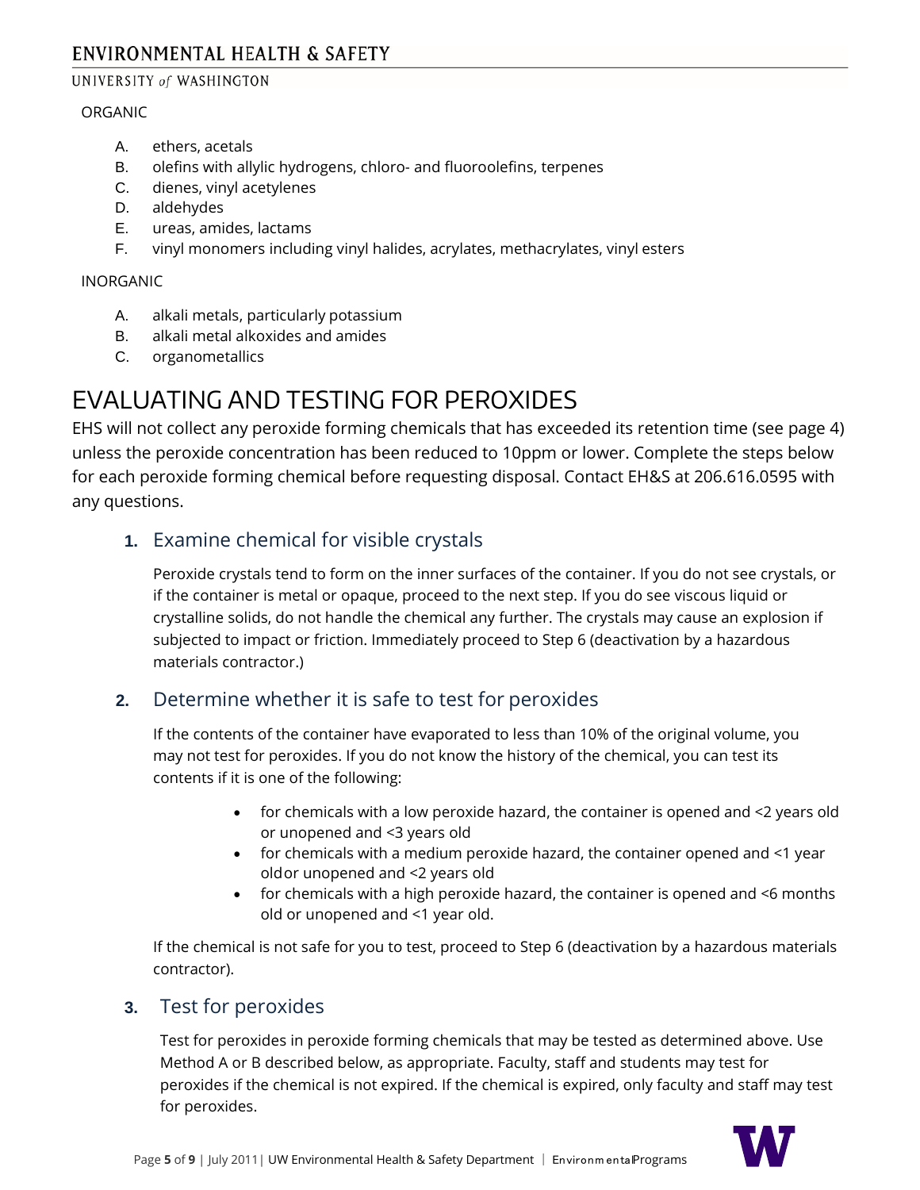ORGANIC

A. ethers, acetals
B. olefins with allylic hydrogens, chloro- and fluoroolefins, terpenes
C. dienes, vinyl acetylenes
D. aldehydes
E. ureas, amides, lactams
F. vinyl monomers including vinyl halides, acrylates, methacrylates, vinyl esters

INORGANIC

A. alkali metals, particularly potassium
B. alkali metal alkoxides and amides
C. organometallics

# EVALUATING AND TESTING FOR PEROXIDES

EHS will not collect any peroxide forming chemicals that has exceeded its retention time (see page 4) unless the peroxide concentration has been reduced to 10ppm or lower. Complete the steps below for each peroxide forming chemical before requesting disposal. Contact EH&S at 206.616.0595 with any questions.

## 1. Examine chemical for visible crystals

Peroxide crystals tend to form on the inner surfaces of the container. If you do not see crystals, or if the container is metal or opaque, proceed to the next step. If you do see viscous liquid or crystalline solids, do not handle the chemical any further. The crystals may cause an explosion if subjected to impact or friction. Immediately proceed to Step 6 (deactivation by a hazardous materials contractor.)

## 2. Determine whether it is safe to test for peroxides

If the contents of the container have evaporated to less than 10% of the original volume, you may not test for peroxides. If you do not know the history of the chemical, you can test its contents if it is one of the following:

- for chemicals with a low peroxide hazard, the container is opened and <2 years old or unopened and <3 years old
- for chemicals with a medium peroxide hazard, the container opened and <1 year old or unopened and <2 years old
- for chemicals with a high peroxide hazard, the container is opened and <6 months old or unopened and <1 year old.

If the chemical is not safe for you to test, proceed to Step 6 (deactivation by a hazardous materials contractor).

## 3. Test for peroxides

Test for peroxides in peroxide forming chemicals that may be tested as determined above. Use Method A or B described below, as appropriate. Faculty, staff and students may test for peroxides if the chemical is not expired. If the chemical is expired, only faculty and staff may test for peroxides.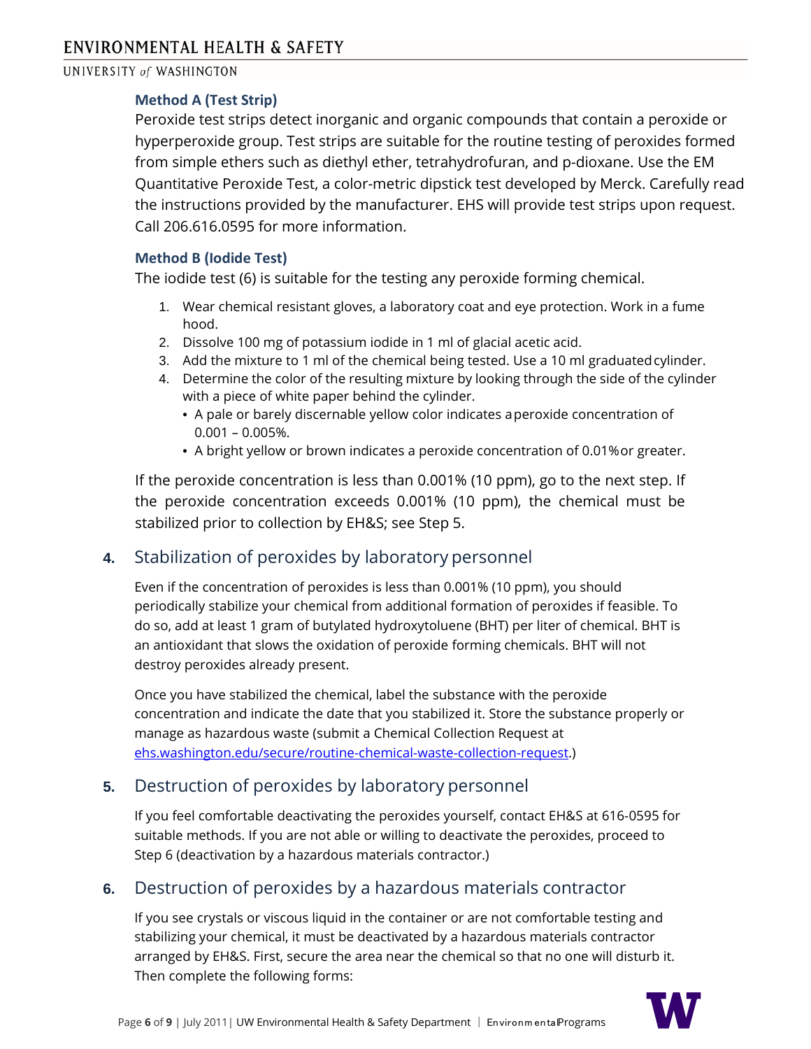### Method A (Test Strip)

Peroxide test strips detect inorganic and organic compounds that contain a peroxide or hyperperoxide group. Test strips are suitable for the routine testing of peroxides formed from simple ethers such as diethyl ether, tetrahydrofuran, and p-dioxane. Use the EM Quantitative Peroxide Test, a color-metric dipstick test developed by Merck. Carefully read the instructions provided by the manufacturer. EHS will provide test strips upon request. Call 206.616.0595 for more information.

### Method B (Iodide Test)

The iodide test (6) is suitable for the testing any peroxide forming chemical.

1. Wear chemical resistant gloves, a laboratory coat and eye protection. Work in a fume hood.
2. Dissolve 100 mg of potassium iodide in 1 ml of glacial acetic acid.
3. Add the mixture to 1 ml of the chemical being tested. Use a 10 ml graduated cylinder.
4. Determine the color of the resulting mixture by looking through the side of the cylinder with a piece of white paper behind the cylinder.
   - A pale or barely discernable yellow color indicates a peroxide concentration of 0.001 – 0.005%.
   - A bright yellow or brown indicates a peroxide concentration of 0.01% or greater.

If the peroxide concentration is less than 0.001% (10 ppm), go to the next step. If the peroxide concentration exceeds 0.001% (10 ppm), the chemical must be stabilized prior to collection by EH&S; see Step 5.

## 4. Stabilization of peroxides by laboratory personnel

Even if the concentration of peroxides is less than 0.001% (10 ppm), you should periodically stabilize your chemical from additional formation of peroxides if feasible. To do so, add at least 1 gram of butylated hydroxytoluene (BHT) per liter of chemical. BHT is an antioxidant that slows the oxidation of peroxide forming chemicals. BHT will not destroy peroxides already present.

Once you have stabilized the chemical, label the substance with the peroxide concentration and indicate the date that you stabilized it. Store the substance properly or manage as hazardous waste (submit a Chemical Collection Request at ehs.washington.edu/secure/routine-chemical-waste-collection-request.)

## 5. Destruction of peroxides by laboratory personnel

If you feel comfortable deactivating the peroxides yourself, contact EH&S at 616-0595 for suitable methods. If you are not able or willing to deactivate the peroxides, proceed to Step 6 (deactivation by a hazardous materials contractor.)

## 6. Destruction of peroxides by a hazardous materials contractor

If you see crystals or viscous liquid in the container or are not comfortable testing and stabilizing your chemical, it must be deactivated by a hazardous materials contractor arranged by EH&S. First, secure the area near the chemical so that no one will disturb it. Then complete the following forms: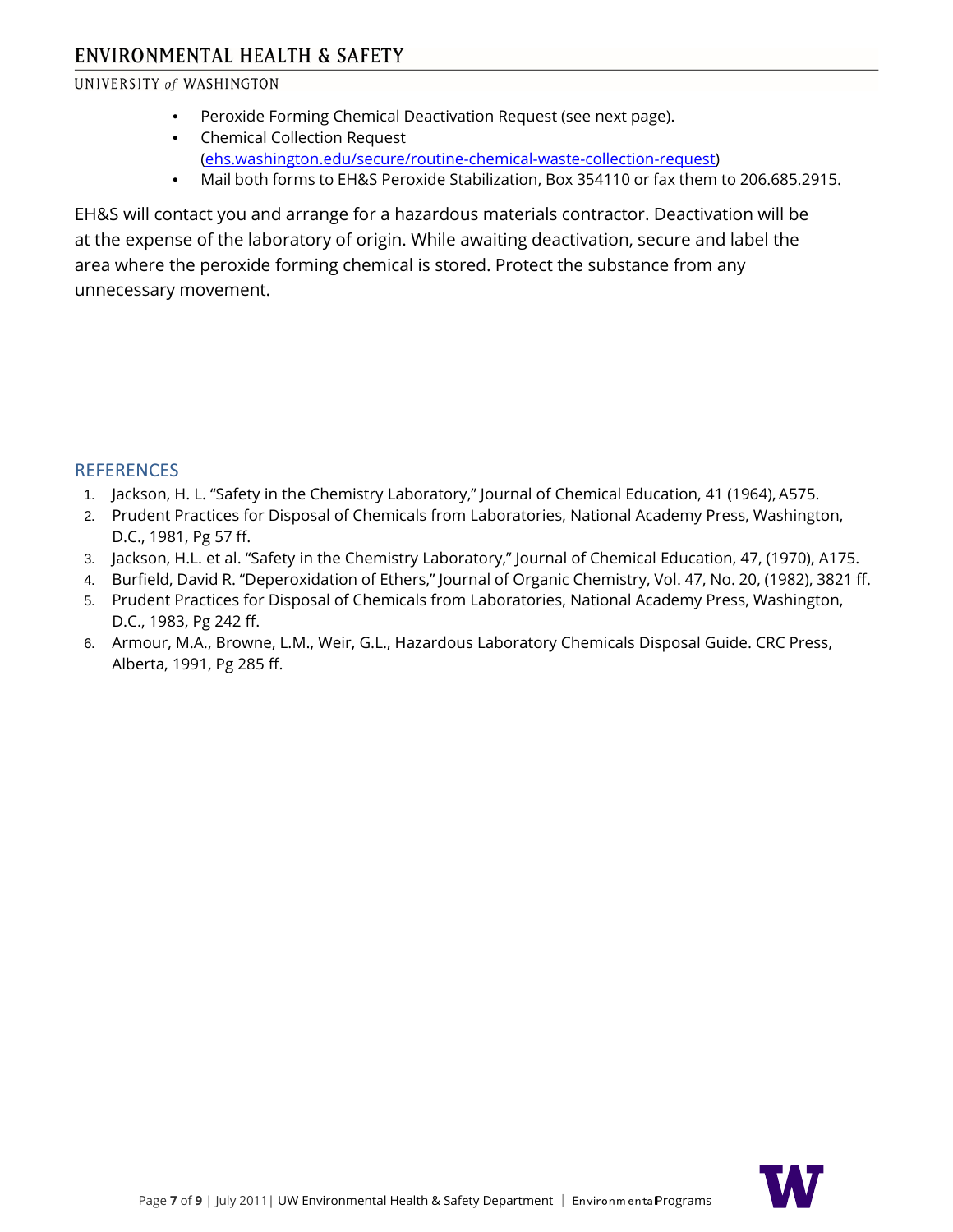- Peroxide Forming Chemical Deactivation Request (see next page).
- Chemical Collection Request (ehs.washington.edu/secure/routine-chemical-waste-collection-request)
- Mail both forms to EH&S Peroxide Stabilization, Box 354110 or fax them to 206.685.2915.

EH&S will contact you and arrange for a hazardous materials contractor. Deactivation will be at the expense of the laboratory of origin. While awaiting deactivation, secure and label the area where the peroxide forming chemical is stored. Protect the substance from any unnecessary movement.

## REFERENCES

1. Jackson, H. L. "Safety in the Chemistry Laboratory," Journal of Chemical Education, 41 (1964), A575.
2. Prudent Practices for Disposal of Chemicals from Laboratories, National Academy Press, Washington, D.C., 1981, Pg 57 ff.
3. Jackson, H.L. et al. "Safety in the Chemistry Laboratory," Journal of Chemical Education, 47, (1970), A175.
4. Burfield, David R. "Deperoxidation of Ethers," Journal of Organic Chemistry, Vol. 47, No. 20, (1982), 3821 ff.
5. Prudent Practices for Disposal of Chemicals from Laboratories, National Academy Press, Washington, D.C., 1983, Pg 242 ff.
6. Armour, M.A., Browne, L.M., Weir, G.L., Hazardous Laboratory Chemicals Disposal Guide. CRC Press, Alberta, 1991, Pg 285 ff.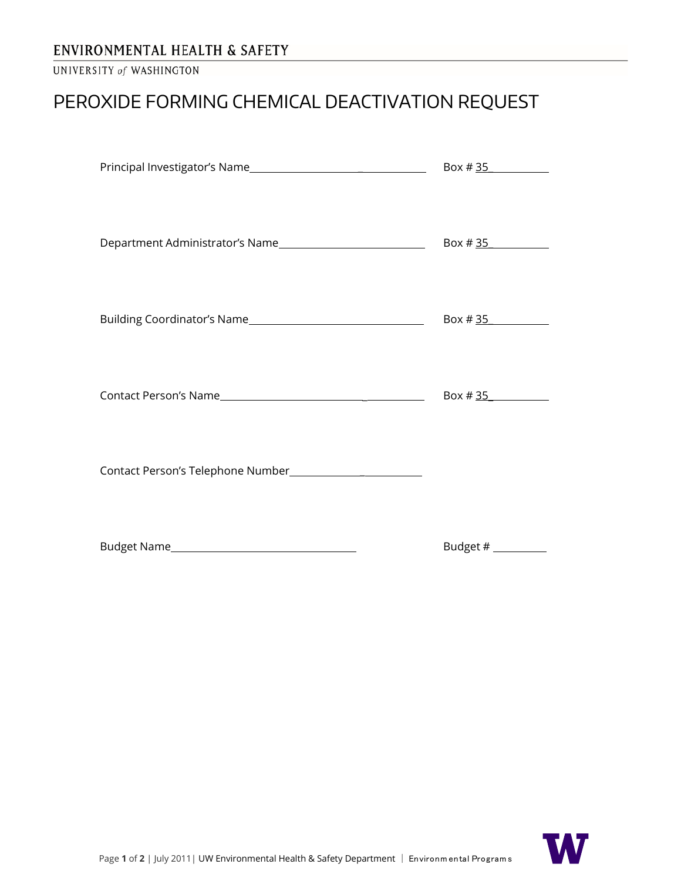ENVIRONMENTAL HEALTH & SAFETY

UNIVERSITY of WASHINGTON

# PEROXIDE FORMING CHEMICAL DEACTIVATION REQUEST

Principal Investigator's Name________________________________ Box # 35__________

Department Administrator's Name____________________________ Box # 35__________

Building Coordinator's Name________________________________ Box # 35__________

Contact Person's Name______________________________________ Box # 35__________

Contact Person's Telephone Number__________________________

Budget Name______________________________ Budget # __________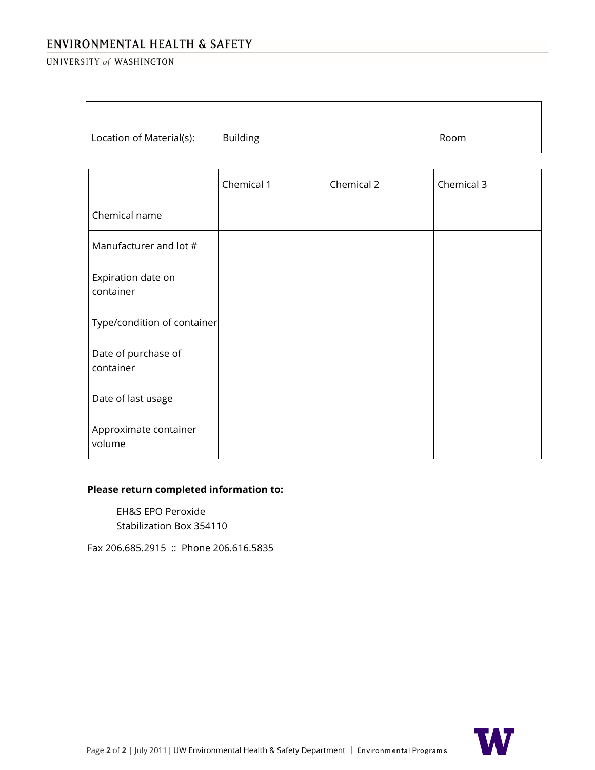| | | |
|---|---|---|
| Location of Material(s): | Building | Room |

| | Chemical 1 | Chemical 2 | Chemical 3 |
|---|---|---|---|
| Chemical name | | | |
| Manufacturer and lot # | | | |
| Expiration date on container | | | |
| Type/condition of container | | | |
| Date of purchase of container | | | |
| Date of last usage | | | |
| Approximate container volume | | | |

**Please return completed information to:**

EH&S EPO Peroxide
Stabilization Box 354110

Fax 206.685.2915 :: Phone 206.616.5835